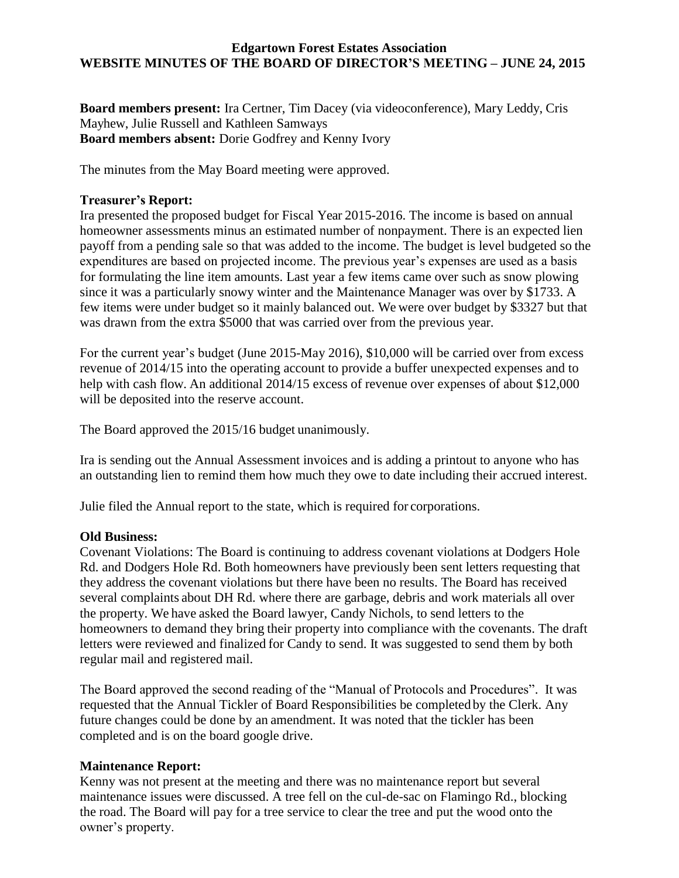**Edgartown Forest Estates Association**
**WEBSITE MINUTES OF THE BOARD OF DIRECTOR'S MEETING – JUNE 24, 2015**

**Board members present:** Ira Certner, Tim Dacey (via videoconference), Mary Leddy, Cris Mayhew, Julie Russell and Kathleen Samways
**Board members absent:** Dorie Godfrey and Kenny Ivory

The minutes from the May Board meeting were approved.

**Treasurer's Report:**
Ira presented the proposed budget for Fiscal Year 2015-2016. The income is based on annual homeowner assessments minus an estimated number of nonpayment. There is an expected lien payoff from a pending sale so that was added to the income. The budget is level budgeted so the expenditures are based on projected income. The previous year's expenses are used as a basis for formulating the line item amounts. Last year a few items came over such as snow plowing since it was a particularly snowy winter and the Maintenance Manager was over by $1733. A few items were under budget so it mainly balanced out. We were over budget by $3327 but that was drawn from the extra $5000 that was carried over from the previous year.

For the current year's budget (June 2015-May 2016), $10,000 will be carried over from excess revenue of 2014/15 into the operating account to provide a buffer unexpected expenses and to help with cash flow. An additional 2014/15 excess of revenue over expenses of about $12,000 will be deposited into the reserve account.

The Board approved the 2015/16 budget unanimously.

Ira is sending out the Annual Assessment invoices and is adding a printout to anyone who has an outstanding lien to remind them how much they owe to date including their accrued interest.

Julie filed the Annual report to the state, which is required for corporations.

**Old Business:**
Covenant Violations: The Board is continuing to address covenant violations at Dodgers Hole Rd. and Dodgers Hole Rd. Both homeowners have previously been sent letters requesting that they address the covenant violations but there have been no results. The Board has received several complaints about DH Rd. where there are garbage, debris and work materials all over the property. We have asked the Board lawyer, Candy Nichols, to send letters to the homeowners to demand they bring their property into compliance with the covenants. The draft letters were reviewed and finalized for Candy to send. It was suggested to send them by both regular mail and registered mail.

The Board approved the second reading of the "Manual of Protocols and Procedures". It was requested that the Annual Tickler of Board Responsibilities be completed by the Clerk. Any future changes could be done by an amendment. It was noted that the tickler has been completed and is on the board google drive.

**Maintenance Report:**
Kenny was not present at the meeting and there was no maintenance report but several maintenance issues were discussed. A tree fell on the cul-de-sac on Flamingo Rd., blocking the road. The Board will pay for a tree service to clear the tree and put the wood onto the owner's property.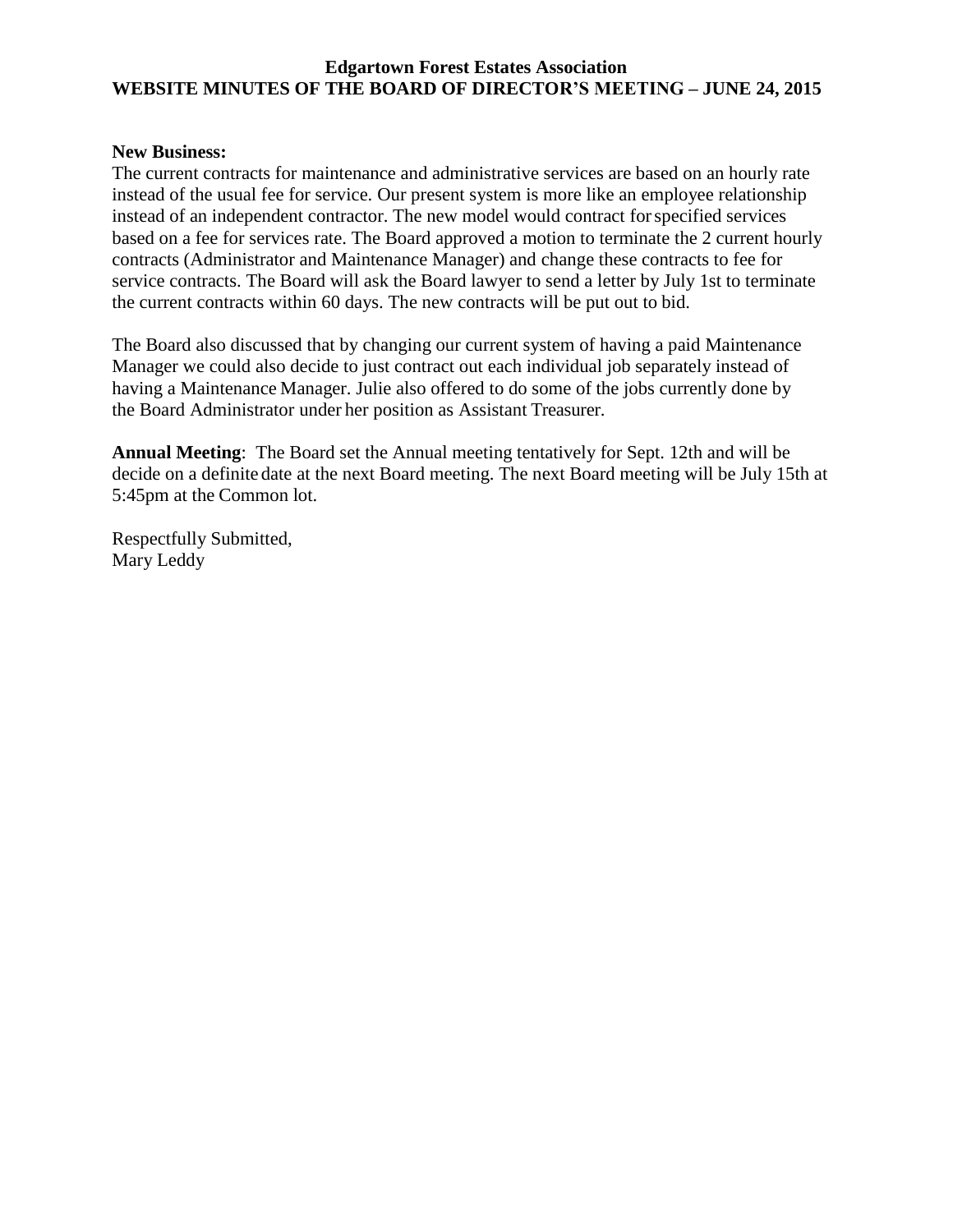**Edgartown Forest Estates Association**
**WEBSITE MINUTES OF THE BOARD OF DIRECTOR'S MEETING – JUNE 24, 2015**

**New Business:**
The current contracts for maintenance and administrative services are based on an hourly rate instead of the usual fee for service. Our present system is more like an employee relationship instead of an independent contractor. The new model would contract for specified services based on a fee for services rate. The Board approved a motion to terminate the 2 current hourly contracts (Administrator and Maintenance Manager) and change these contracts to fee for service contracts. The Board will ask the Board lawyer to send a letter by July 1st to terminate the current contracts within 60 days. The new contracts will be put out to bid.

The Board also discussed that by changing our current system of having a paid Maintenance Manager we could also decide to just contract out each individual job separately instead of having a Maintenance Manager. Julie also offered to do some of the jobs currently done by the Board Administrator under her position as Assistant Treasurer.

**Annual Meeting**: The Board set the Annual meeting tentatively for Sept. 12th and will be decide on a definite date at the next Board meeting. The next Board meeting will be July 15th at 5:45pm at the Common lot.

Respectfully Submitted,
Mary Leddy